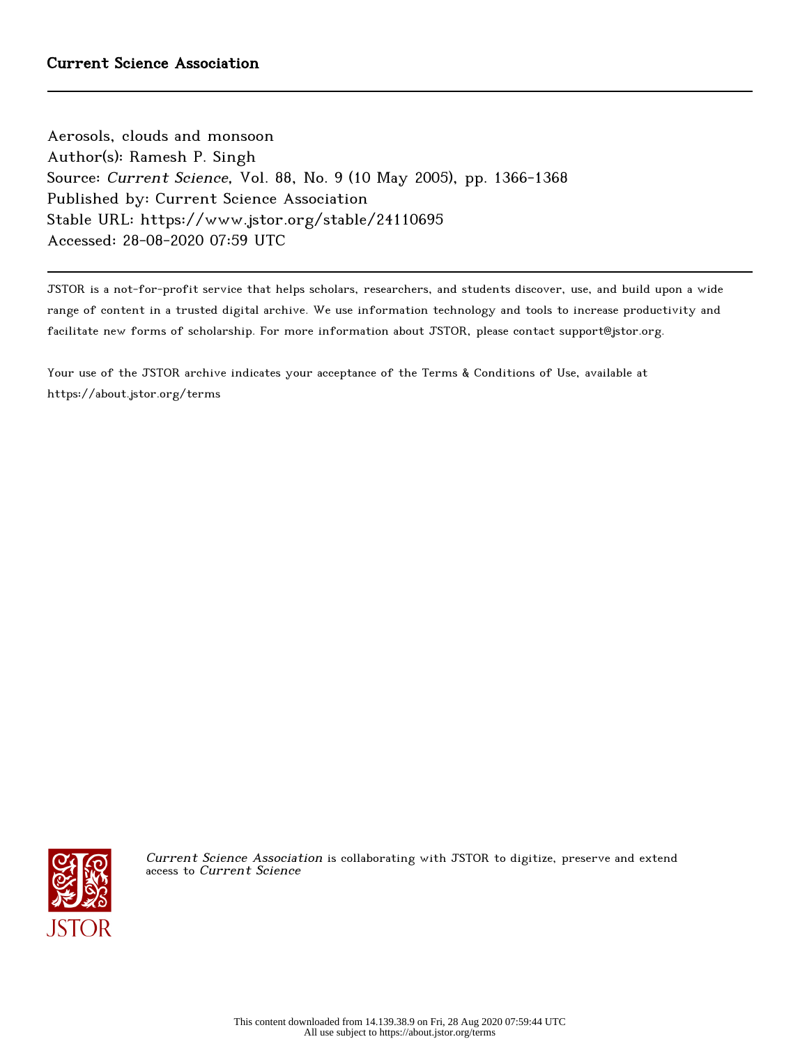Current Science Association

Aerosols, clouds and monsoon
Author(s): Ramesh P. Singh
Source: *Current Science*, Vol. 88, No. 9 (10 May 2005), pp. 1366-1368
Published by: Current Science Association
Stable URL: https://www.jstor.org/stable/24110695
Accessed: 28-08-2020 07:59 UTC

JSTOR is a not-for-profit service that helps scholars, researchers, and students discover, use, and build upon a wide range of content in a trusted digital archive. We use information technology and tools to increase productivity and facilitate new forms of scholarship. For more information about JSTOR, please contact support@jstor.org.

Your use of the JSTOR archive indicates your acceptance of the Terms & Conditions of Use, available at https://about.jstor.org/terms

*Current Science Association* is collaborating with JSTOR to digitize, preserve and extend access to *Current Science*

This content downloaded from 14.139.38.9 on Fri, 28 Aug 2020 07:59:44 UTC
All use subject to https://about.jstor.org/terms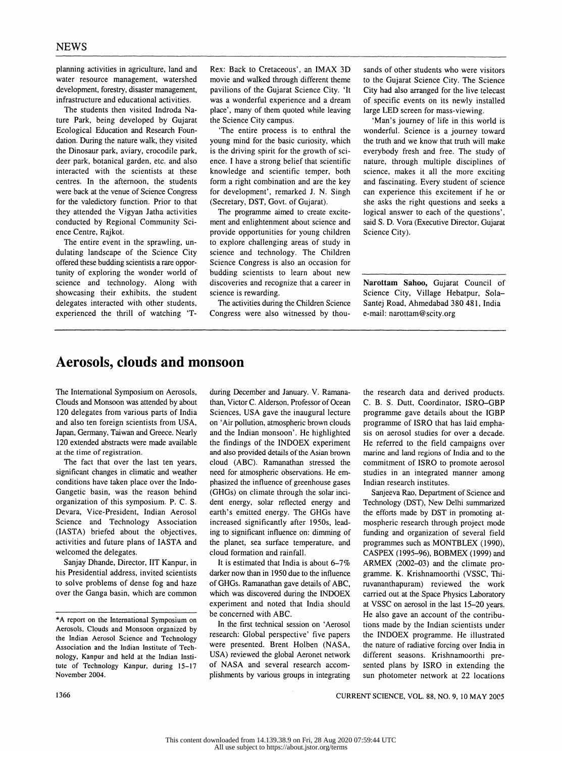planning activities in agriculture, land and water resource management, watershed development, forestry, disaster management, infrastructure and educational activities.

The students then visited Indroda Nature Park, being developed by Gujarat Ecological Education and Research Foundation. During the nature walk, they visited the Dinosaur park, aviary, crocodile park, deer park, botanical garden, etc. and also interacted with the scientists at these centres. In the afternoon, the students were back at the venue of Science Congress for the valedictory function. Prior to that they attended the Vigyan Jatha activities conducted by Regional Community Science Centre, Rajkot.

The entire event in the sprawling, undulating landscape of the Science City offered these budding scientists a rare opportunity of exploring the wonder world of science and technology. Along with showcasing their exhibits, the student delegates interacted with other students, experienced the thrill of watching 'T-Rex: Back to Cretaceous', an IMAX 3D movie and walked through different theme pavilions of the Gujarat Science City. 'It was a wonderful experience and a dream place', many of them quoted while leaving the Science City campus.

'The entire process is to enthral the young mind for the basic curiosity, which is the driving spirit for the growth of science. I have a strong belief that scientific knowledge and scientific temper, both form a right combination and are the key for development', remarked J. N. Singh (Secretary, DST, Govt. of Gujarat).

The programme aimed to create excitement and enlightenment about science and provide opportunities for young children to explore challenging areas of study in science and technology. The Children Science Congress is also an occasion for budding scientists to learn about new discoveries and recognize that a career in science is rewarding.

The activities during the Children Science Congress were also witnessed by thousands of other students who were visitors to the Gujarat Science City. The Science City had also arranged for the live telecast of specific events on its newly installed large LED screen for mass-viewing.

'Man's journey of life in this world is wonderful. Science is a journey toward the truth and we know that truth will make everybody fresh and free. The study of nature, through multiple disciplines of science, makes it all the more exciting and fascinating. Every student of science can experience this excitement if he or she asks the right questions and seeks a logical answer to each of the questions', said S. D. Vora (Executive Director, Gujarat Science City).

**Narottam Sahoo**, Gujarat Council of Science City, Village Hebatpur, Sola–Santej Road, Ahmedabad 380 481, India
e-mail: narottam@scity.org

# Aerosols, clouds and monsoon

The International Symposium on Aerosols, Clouds and Monsoon was attended by about 120 delegates from various parts of India and also ten foreign scientists from USA, Japan, Germany, Taiwan and Greece. Nearly 120 extended abstracts were made available at the time of registration.

The fact that over the last ten years, significant changes in climatic and weather conditions have taken place over the Indo-Gangetic basin, was the reason behind organization of this symposium. P. C. S. Devara, Vice-President, Indian Aerosol Science and Technology Association (IASTA) briefed about the objectives, activities and future plans of IASTA and welcomed the delegates.

Sanjay Dhande, Director, IIT Kanpur, in his Presidential address, invited scientists to solve problems of dense fog and haze over the Ganga basin, which are common during December and January. V. Ramanathan, Victor C. Alderson, Professor of Ocean Sciences, USA gave the inaugural lecture on 'Air pollution, atmospheric brown clouds and the Indian monsoon'. He highlighted the findings of the INDOEX experiment and also provided details of the Asian brown cloud (ABC). Ramanathan stressed the need for atmospheric observations. He emphasized the influence of greenhouse gases (GHGs) on climate through the solar incident energy, solar reflected energy and earth's emitted energy. The GHGs have increased significantly after 1950s, leading to significant influence on: dimming of the planet, sea surface temperature, and cloud formation and rainfall.

It is estimated that India is about 6–7% darker now than in 1950 due to the influence of GHGs. Ramanathan gave details of ABC, which was discovered during the INDOEX experiment and noted that India should be concerned with ABC.

In the first technical session on 'Aerosol research: Global perspective' five papers were presented. Brent Holben (NASA, USA) reviewed the global Aeronet network of NASA and several research accomplishments by various groups in integrating the research data and derived products. C. B. S. Dutt, Coordinator, ISRO–GBP programme gave details about the IGBP programme of ISRO that has laid emphasis on aerosol studies for over a decade. He referred to the field campaigns over marine and land regions of India and to the commitment of ISRO to promote aerosol studies in an integrated manner among Indian research institutes.

Sanjeeva Rao, Department of Science and Technology (DST), New Delhi summarized the efforts made by DST in promoting atmospheric research through project mode funding and organization of several field programmes such as MONTBLEX (1990), CASPEX (1995–96), BOBMEX (1999) and ARMEX (2002–03) and the climate programme. K. Krishnamoorthi (VSSC, Thiruvananthapuram) reviewed the work carried out at the Space Physics Laboratory at VSSC on aerosol in the last 15–20 years. He also gave an account of the contributions made by the Indian scientists under the INDOEX programme. He illustrated the nature of radiative forcing over India in different seasons. Krishnamoorthi presented plans by ISRO in extending the sun photometer network at 22 locations

*A report on the International Symposium on Aerosols, Clouds and Monsoon organized by the Indian Aerosol Science and Technology Association and the Indian Institute of Technology, Kanpur and held at the Indian Institute of Technology Kanpur, during 15–17 November 2004.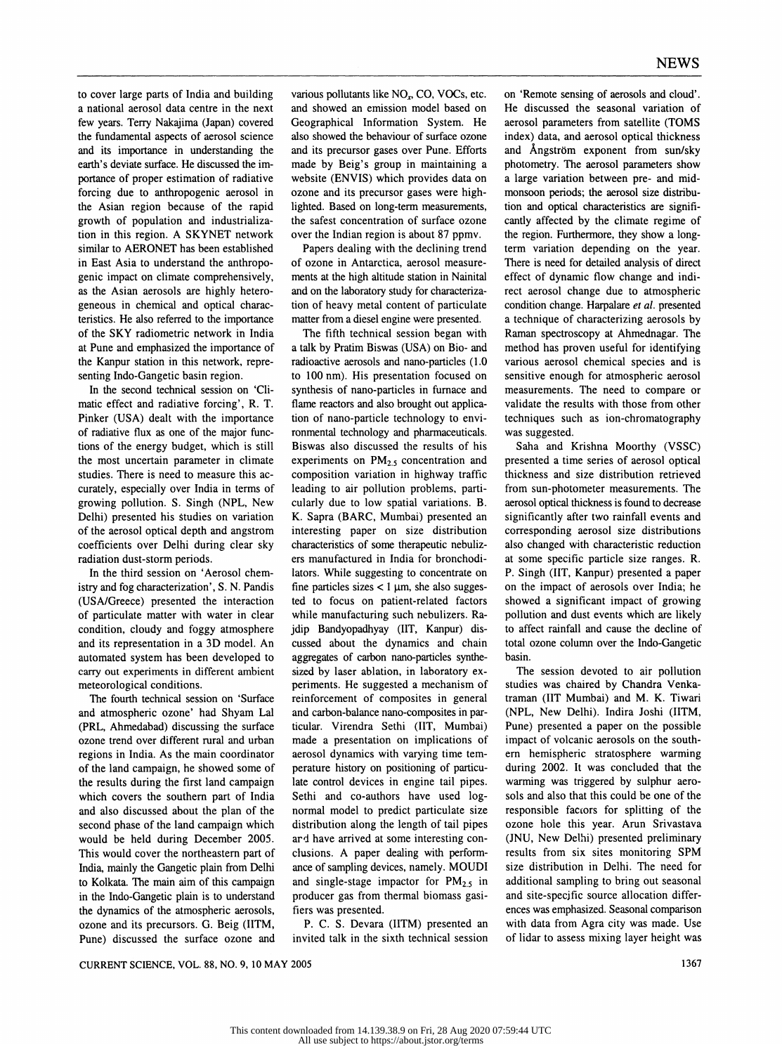to cover large parts of India and building a national aerosol data centre in the next few years. Terry Nakajima (Japan) covered the fundamental aspects of aerosol science and its importance in understanding the earth's deviate surface. He discussed the importance of proper estimation of radiative forcing due to anthropogenic aerosol in the Asian region because of the rapid growth of population and industrialization in this region. A SKYNET network similar to AERONET has been established in East Asia to understand the anthropogenic impact on climate comprehensively, as the Asian aerosols are highly heterogeneous in chemical and optical characteristics. He also referred to the importance of the SKY radiometric network in India at Pune and emphasized the importance of the Kanpur station in this network, representing Indo-Gangetic basin region.

In the second technical session on 'Climatic effect and radiative forcing', R. T. Pinker (USA) dealt with the importance of radiative flux as one of the major functions of the energy budget, which is still the most uncertain parameter in climate studies. There is need to measure this accurately, especially over India in terms of growing pollution. S. Singh (NPL, New Delhi) presented his studies on variation of the aerosol optical depth and angstrom coefficients over Delhi during clear sky radiation dust-storm periods.

In the third session on 'Aerosol chemistry and fog characterization', S. N. Pandis (USA/Greece) presented the interaction of particulate matter with water in clear condition, cloudy and foggy atmosphere and its representation in a 3D model. An automated system has been developed to carry out experiments in different ambient meteorological conditions.

The fourth technical session on 'Surface and atmospheric ozone' had Shyam Lal (PRL, Ahmedabad) discussing the surface ozone trend over different rural and urban regions in India. As the main coordinator of the land campaign, he showed some of the results during the first land campaign which covers the southern part of India and also discussed about the plan of the second phase of the land campaign which would be held during December 2005. This would cover the northeastern part of India, mainly the Gangetic plain from Delhi to Kolkata. The main aim of this campaign in the Indo-Gangetic plain is to understand the dynamics of the atmospheric aerosols, ozone and its precursors. G. Beig (IITM, Pune) discussed the surface ozone and various pollutants like $NO_x$, CO, VOCs, etc. and showed an emission model based on Geographical Information System. He also showed the behaviour of surface ozone and its precursor gases over Pune. Efforts made by Beig's group in maintaining a website (ENVIS) which provides data on ozone and its precursor gases were highlighted. Based on long-term measurements, the safest concentration of surface ozone over the Indian region is about 87 ppmv.

Papers dealing with the declining trend of ozone in Antarctica, aerosol measurements at the high altitude station in Nainital and on the laboratory study for characterization of heavy metal content of particulate matter from a diesel engine were presented.

The fifth technical session began with a talk by Pratim Biswas (USA) on Bio- and radioactive aerosols and nano-particles (1.0 to 100 nm). His presentation focused on synthesis of nano-particles in furnace and flame reactors and also brought out application of nano-particle technology to environmental technology and pharmaceuticals. Biswas also discussed the results of his experiments on $PM_{2.5}$ concentration and composition variation in highway traffic leading to air pollution problems, particularly due to low spatial variations. B. K. Sapra (BARC, Mumbai) presented an interesting paper on size distribution characteristics of some therapeutic nebulizers manufactured in India for bronchodilators. While suggesting to concentrate on fine particles sizes < 1 μm, she also suggested to focus on patient-related factors while manufacturing such nebulizers. Rajdip Bandyopadhyay (IIT, Kanpur) discussed about the dynamics and chain aggregates of carbon nano-particles synthesized by laser ablation, in laboratory experiments. He suggested a mechanism of reinforcement of composites in general and carbon-balance nano-composites in particular. Virendra Sethi (IIT, Mumbai) made a presentation on implications of aerosol dynamics with varying time temperature history on positioning of particulate control devices in engine tail pipes. Sethi and co-authors have used log-normal model to predict particulate size distribution along the length of tail pipes and have arrived at some interesting conclusions. A paper dealing with performance of sampling devices, namely. MOUDI and single-stage impactor for $PM_{2.5}$ in producer gas from thermal biomass gasifiers was presented.

P. C. S. Devara (IITM) presented an invited talk in the sixth technical session on 'Remote sensing of aerosols and cloud'. He discussed the seasonal variation of aerosol parameters from satellite (TOMS index) data, and aerosol optical thickness and Ångström exponent from sun/sky photometry. The aerosol parameters show a large variation between pre- and mid-monsoon periods; the aerosol size distribution and optical characteristics are significantly affected by the climate regime of the region. Furthermore, they show a long-term variation depending on the year. There is need for detailed analysis of direct effect of dynamic flow change and indirect aerosol change due to atmospheric condition change. Harpalare *et al.* presented a technique of characterizing aerosols by Raman spectroscopy at Ahmednagar. The method has proven useful for identifying various aerosol chemical species and is sensitive enough for atmospheric aerosol measurements. The need to compare or validate the results with those from other techniques such as ion-chromatography was suggested.

Saha and Krishna Moorthy (VSSC) presented a time series of aerosol optical thickness and size distribution retrieved from sun-photometer measurements. The aerosol optical thickness is found to decrease significantly after two rainfall events and corresponding aerosol size distributions also changed with characteristic reduction at some specific particle size ranges. R. P. Singh (IIT, Kanpur) presented a paper on the impact of aerosols over India; he showed a significant impact of growing pollution and dust events which are likely to affect rainfall and cause the decline of total ozone column over the Indo-Gangetic basin.

The session devoted to air pollution studies was chaired by Chandra Venkatraman (IIT Mumbai) and M. K. Tiwari (NPL, New Delhi). Indira Joshi (IITM, Pune) presented a paper on the possible impact of volcanic aerosols on the southern hemispheric stratosphere warming during 2002. It was concluded that the warming was triggered by sulphur aerosols and also that this could be one of the responsible factors for splitting of the ozone hole this year. Arun Srivastava (JNU, New Delhi) presented preliminary results from six sites monitoring SPM size distribution in Delhi. The need for additional sampling to bring out seasonal and site-specific source allocation differences was emphasized. Seasonal comparison with data from Agra city was made. Use of lidar to assess mixing layer height was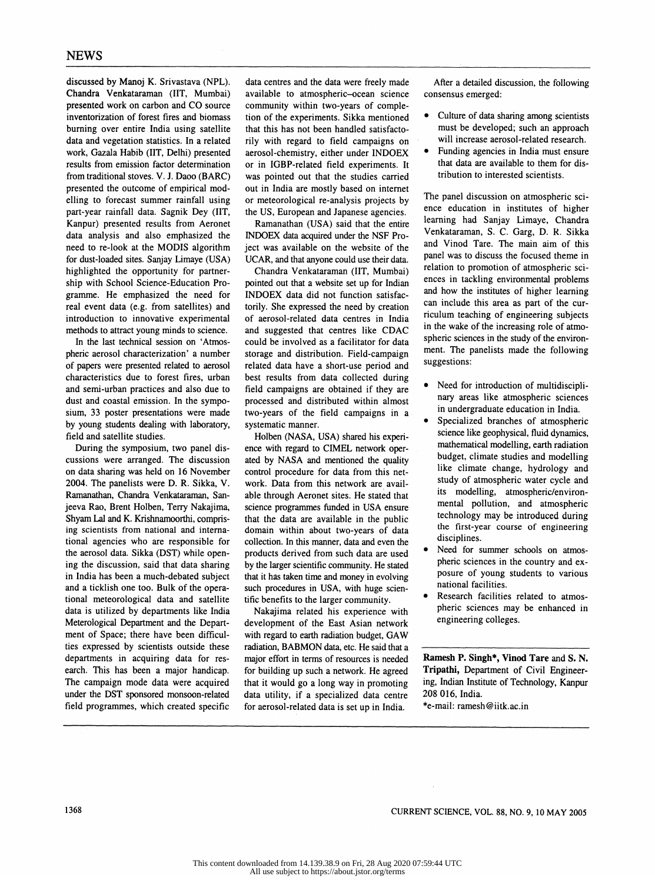discussed by Manoj K. Srivastava (NPL). Chandra Venkataraman (IIT, Mumbai) presented work on carbon and CO source inventorization of forest fires and biomass burning over entire India using satellite data and vegetation statistics. In a related work, Gazala Habib (IIT, Delhi) presented results from emission factor determination from traditional stoves. V. J. Daoo (BARC) presented the outcome of empirical modelling to forecast summer rainfall using part-year rainfall data. Sagnik Dey (IIT, Kanpur) presented results from Aeronet data analysis and also emphasized the need to re-look at the MODIS algorithm for dust-loaded sites. Sanjay Limaye (USA) highlighted the opportunity for partnership with School Science-Education Programme. He emphasized the need for real event data (e.g. from satellites) and introduction to innovative experimental methods to attract young minds to science.

In the last technical session on 'Atmospheric aerosol characterization' a number of papers were presented related to aerosol characteristics due to forest fires, urban and semi-urban practices and also due to dust and coastal emission. In the symposium, 33 poster presentations were made by young students dealing with laboratory, field and satellite studies.

During the symposium, two panel discussions were arranged. The discussion on data sharing was held on 16 November 2004. The panelists were D. R. Sikka, V. Ramanathan, Chandra Venkataraman, Sanjeeva Rao, Brent Holben, Terry Nakajima, Shyam Lal and K. Krishnamoorthi, comprising scientists from national and international agencies who are responsible for the aerosol data. Sikka (DST) while opening the discussion, said that data sharing in India has been a much-debated subject and a ticklish one too. Bulk of the operational meteorological data and satellite data is utilized by departments like India Meterological Department and the Department of Space; there have been difficulties expressed by scientists outside these departments in acquiring data for research. This has been a major handicap. The campaign mode data were acquired under the DST sponsored monsoon-related field programmes, which created specific data centres and the data were freely made available to atmospheric–ocean science community within two-years of completion of the experiments. Sikka mentioned that this has not been handled satisfactorily with regard to field campaigns on aerosol-chemistry, either under INDOEX or in IGBP-related field experiments. It was pointed out that the studies carried out in India are mostly based on internet or meteorological re-analysis projects by the US, European and Japanese agencies.

Ramanathan (USA) said that the entire INDOEX data acquired under the NSF Project was available on the website of the UCAR, and that anyone could use their data.

Chandra Venkataraman (IIT, Mumbai) pointed out that a website set up for Indian INDOEX data did not function satisfactorily. She expressed the need by creation of aerosol-related data centres in India and suggested that centres like CDAC could be involved as a facilitator for data storage and distribution. Field-campaign related data have a short-use period and best results from data collected during field campaigns are obtained if they are processed and distributed within almost two-years of the field campaigns in a systematic manner.

Holben (NASA, USA) shared his experience with regard to CIMEL network operated by NASA and mentioned the quality control procedure for data from this network. Data from this network are available through Aeronet sites. He stated that science programmes funded in USA ensure that the data are available in the public domain within about two-years of data collection. In this manner, data and even the products derived from such data are used by the larger scientific community. He stated that it has taken time and money in evolving such procedures in USA, with huge scientific benefits to the larger community.

Nakajima related his experience with development of the East Asian network with regard to earth radiation budget, GAW radiation, BABMON data, etc. He said that a major effort in terms of resources is needed for building up such a network. He agreed that it would go a long way in promoting data utility, if a specialized data centre for aerosol-related data is set up in India.

After a detailed discussion, the following consensus emerged:

- Culture of data sharing among scientists must be developed; such an approach will increase aerosol-related research.
- Funding agencies in India must ensure that data are available to them for distribution to interested scientists.

The panel discussion on atmospheric science education in institutes of higher learning had Sanjay Limaye, Chandra Venkataraman, S. C. Garg, D. R. Sikka and Vinod Tare. The main aim of this panel was to discuss the focused theme in relation to promotion of atmospheric sciences in tackling environmental problems and how the institutes of higher learning can include this area as part of the curriculum teaching of engineering subjects in the wake of the increasing role of atmospheric sciences in the study of the environment. The panelists made the following suggestions:

- Need for introduction of multidisciplinary areas like atmospheric sciences in undergraduate education in India.
- Specialized branches of atmospheric science like geophysical, fluid dynamics, mathematical modelling, earth radiation budget, climate studies and modelling like climate change, hydrology and study of atmospheric water cycle and its modelling, atmospheric/environmental pollution, and atmospheric technology may be introduced during the first-year course of engineering disciplines.
- Need for summer schools on atmospheric sciences in the country and exposure of young students to various national facilities.
- Research facilities related to atmospheric sciences may be enhanced in engineering colleges.

---

**Ramesh P. Singh\*, Vinod Tare and S. N. Tripathi,** Department of Civil Engineering, Indian Institute of Technology, Kanpur 208 016, India.
*e-mail: ramesh@iitk.ac.in